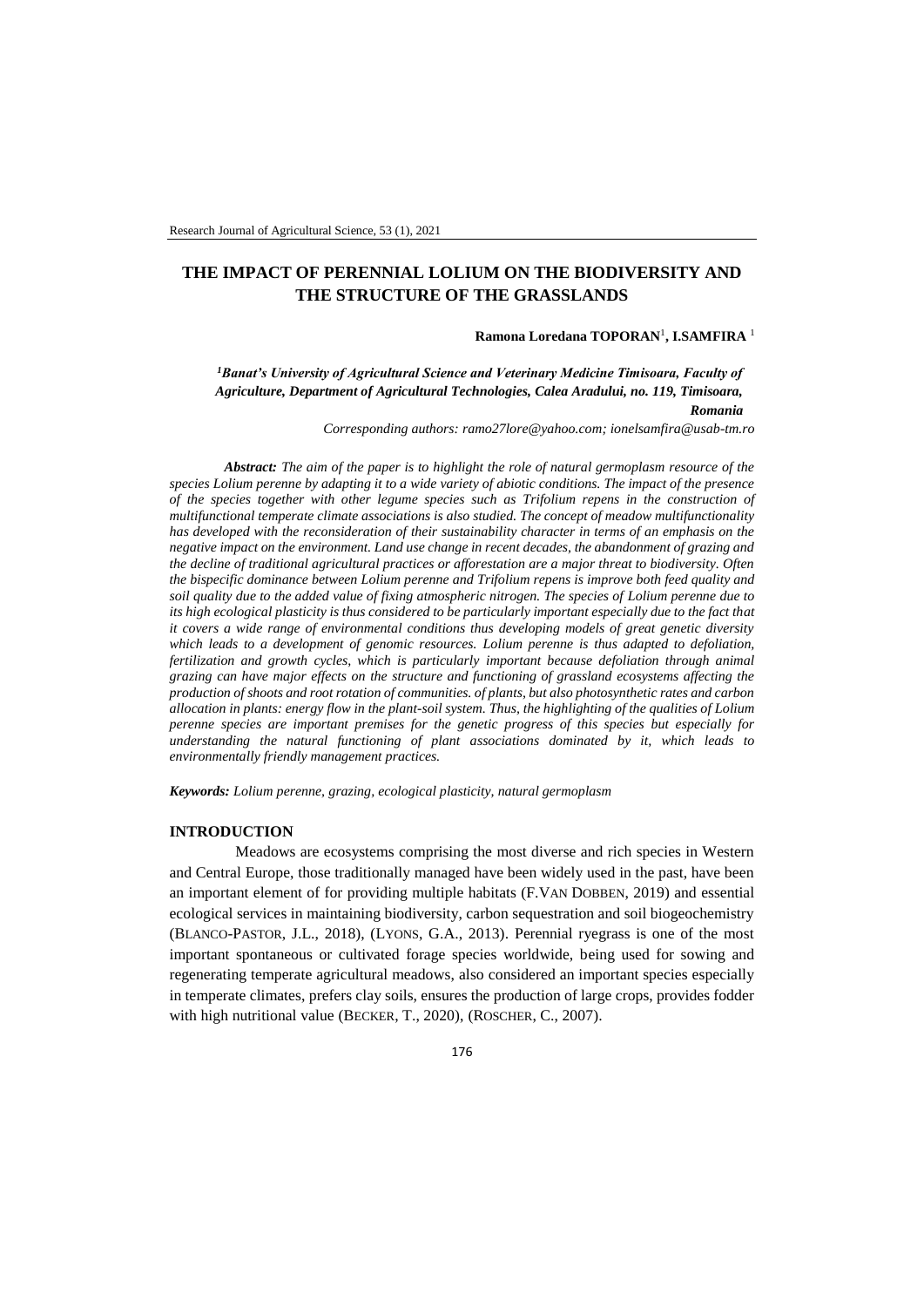# THE IMPACT OF PERENNIAL LOLIUM ON THE BIODIVERSITY AND THE STRUCTURE OF THE GRASSLANDS

**Ramona Loredana TOPORAN**[1]**, I.SAMFIRA**[1]

[1]*Banat's University of Agricultural Science and Veterinary Medicine Timisoara, Faculty of Agriculture, Department of Agricultural Technologies, Calea Aradului, no. 119, Timisoara, Romania*

*Corresponding authors: ramo27lore@yahoo.com; ionelsamfira@usab-tm.ro*

***Abstract:*** *The aim of the paper is to highlight the role of natural germoplasm resource of the species Lolium perenne by adapting it to a wide variety of abiotic conditions. The impact of the presence of the species together with other legume species such as Trifolium repens in the construction of multifunctional temperate climate associations is also studied. The concept of meadow multifunctionality has developed with the reconsideration of their sustainability character in terms of an emphasis on the negative impact on the environment. Land use change in recent decades, the abandonment of grazing and the decline of traditional agricultural practices or afforestation are a major threat to biodiversity. Often the bispecific dominance between Lolium perenne and Trifolium repens is improve both feed quality and soil quality due to the added value of fixing atmospheric nitrogen. The species of Lolium perenne due to its high ecological plasticity is thus considered to be particularly important especially due to the fact that it covers a wide range of environmental conditions thus developing models of great genetic diversity which leads to a development of genomic resources. Lolium perenne is thus adapted to defoliation, fertilization and growth cycles, which is particularly important because defoliation through animal grazing can have major effects on the structure and functioning of grassland ecosystems affecting the production of shoots and root rotation of communities. of plants, but also photosynthetic rates and carbon allocation in plants: energy flow in the plant-soil system. Thus, the highlighting of the qualities of Lolium perenne species are important premises for the genetic progress of this species but especially for understanding the natural functioning of plant associations dominated by it, which leads to environmentally friendly management practices.*

***Keywords:*** *Lolium perenne, grazing, ecological plasticity, natural germoplasm*

## INTRODUCTION

Meadows are ecosystems comprising the most diverse and rich species in Western and Central Europe, those traditionally managed have been widely used in the past, have been an important element of for providing multiple habitats (F.VAN DOBBEN, 2019) and essential ecological services in maintaining biodiversity, carbon sequestration and soil biogeochemistry (BLANCO-PASTOR, J.L., 2018), (LYONS, G.A., 2013). Perennial ryegrass is one of the most important spontaneous or cultivated forage species worldwide, being used for sowing and regenerating temperate agricultural meadows, also considered an important species especially in temperate climates, prefers clay soils, ensures the production of large crops, provides fodder with high nutritional value (BECKER, T., 2020), (ROSCHER, C., 2007).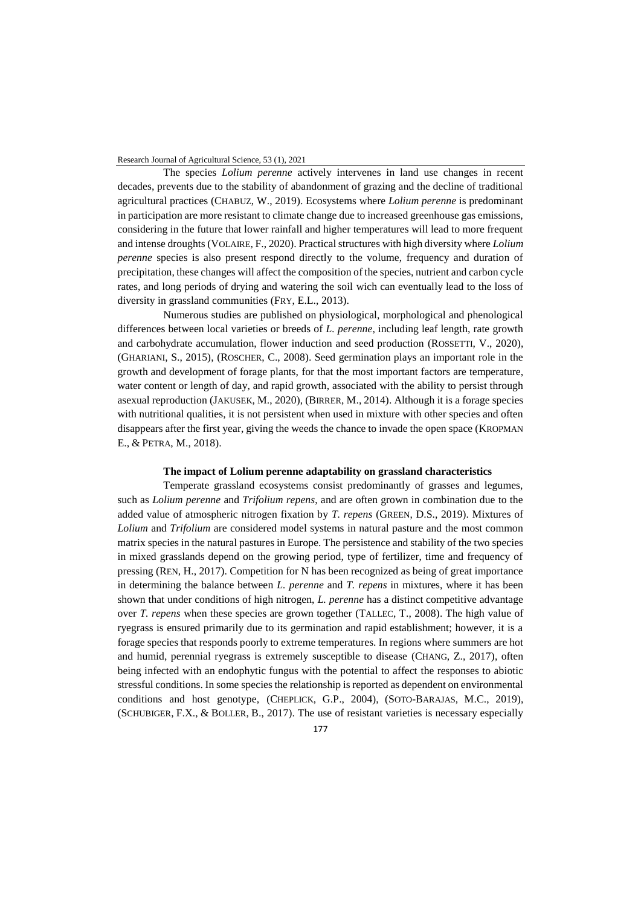The species *Lolium perenne* actively intervenes in land use changes in recent decades, prevents due to the stability of abandonment of grazing and the decline of traditional agricultural practices (CHABUZ, W., 2019). Ecosystems where *Lolium perenne* is predominant in participation are more resistant to climate change due to increased greenhouse gas emissions, considering in the future that lower rainfall and higher temperatures will lead to more frequent and intense droughts (VOLAIRE, F., 2020). Practical structures with high diversity where *Lolium perenne* species is also present respond directly to the volume, frequency and duration of precipitation, these changes will affect the composition of the species, nutrient and carbon cycle rates, and long periods of drying and watering the soil wich can eventually lead to the loss of diversity in grassland communities (FRY, E.L., 2013).

Numerous studies are published on physiological, morphological and phenological differences between local varieties or breeds of *L. perenne*, including leaf length, rate growth and carbohydrate accumulation, flower induction and seed production (ROSSETTI, V., 2020), (GHARIANI, S., 2015), (ROSCHER, C., 2008). Seed germination plays an important role in the growth and development of forage plants, for that the most important factors are temperature, water content or length of day, and rapid growth, associated with the ability to persist through asexual reproduction (JAKUSEK, M., 2020), (BIRRER, M., 2014). Although it is a forage species with nutritional qualities, it is not persistent when used in mixture with other species and often disappears after the first year, giving the weeds the chance to invade the open space (KROPMAN E., & PETRA, M., 2018).

## The impact of Lolium perenne adaptability on grassland characteristics

Temperate grassland ecosystems consist predominantly of grasses and legumes, such as *Lolium perenne* and *Trifolium repens*, and are often grown in combination due to the added value of atmospheric nitrogen fixation by *T. repens* (GREEN, D.S., 2019). Mixtures of *Lolium* and *Trifolium* are considered model systems in natural pasture and the most common matrix species in the natural pastures in Europe. The persistence and stability of the two species in mixed grasslands depend on the growing period, type of fertilizer, time and frequency of pressing (REN, H., 2017). Competition for N has been recognized as being of great importance in determining the balance between *L. perenne* and *T. repens* in mixtures, where it has been shown that under conditions of high nitrogen, *L. perenne* has a distinct competitive advantage over *T. repens* when these species are grown together (TALLEC, T., 2008). The high value of ryegrass is ensured primarily due to its germination and rapid establishment; however, it is a forage species that responds poorly to extreme temperatures. In regions where summers are hot and humid, perennial ryegrass is extremely susceptible to disease (CHANG, Z., 2017), often being infected with an endophytic fungus with the potential to affect the responses to abiotic stressful conditions. In some species the relationship is reported as dependent on environmental conditions and host genotype, (CHEPLICK, G.P., 2004), (SOTO-BARAJAS, M.C., 2019), (SCHUBIGER, F.X., & BOLLER, B., 2017). The use of resistant varieties is necessary especially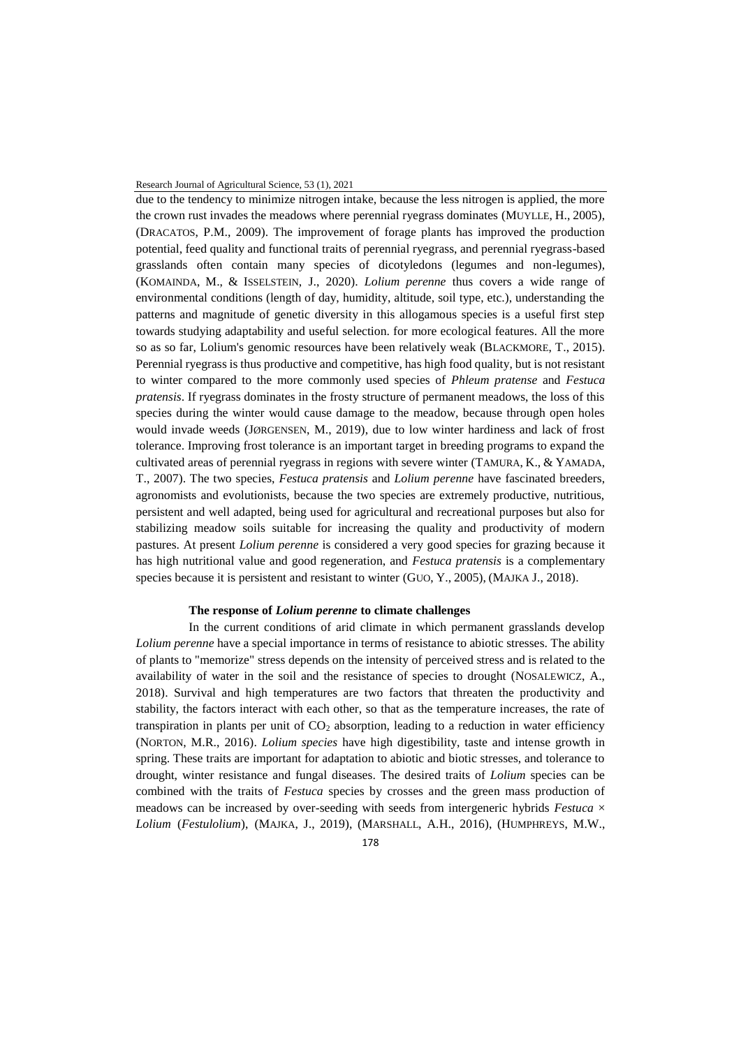due to the tendency to minimize nitrogen intake, because the less nitrogen is applied, the more the crown rust invades the meadows where perennial ryegrass dominates (MUYLLE, H., 2005), (DRACATOS, P.M., 2009). The improvement of forage plants has improved the production potential, feed quality and functional traits of perennial ryegrass, and perennial ryegrass-based grasslands often contain many species of dicotyledons (legumes and non-legumes), (KOMAINDA, M., & ISSELSTEIN, J., 2020). *Lolium perenne* thus covers a wide range of environmental conditions (length of day, humidity, altitude, soil type, etc.), understanding the patterns and magnitude of genetic diversity in this allogamous species is a useful first step towards studying adaptability and useful selection. for more ecological features. All the more so as so far, Lolium's genomic resources have been relatively weak (BLACKMORE, T., 2015). Perennial ryegrass is thus productive and competitive, has high food quality, but is not resistant to winter compared to the more commonly used species of *Phleum pratense* and *Festuca pratensis*. If ryegrass dominates in the frosty structure of permanent meadows, the loss of this species during the winter would cause damage to the meadow, because through open holes would invade weeds (JØRGENSEN, M., 2019), due to low winter hardiness and lack of frost tolerance. Improving frost tolerance is an important target in breeding programs to expand the cultivated areas of perennial ryegrass in regions with severe winter (TAMURA, K., & YAMADA, T., 2007). The two species, *Festuca pratensis* and *Lolium perenne* have fascinated breeders, agronomists and evolutionists, because the two species are extremely productive, nutritious, persistent and well adapted, being used for agricultural and recreational purposes but also for stabilizing meadow soils suitable for increasing the quality and productivity of modern pastures. At present *Lolium perenne* is considered a very good species for grazing because it has high nutritional value and good regeneration, and *Festuca pratensis* is a complementary species because it is persistent and resistant to winter (GUO, Y., 2005), (MAJKA J., 2018).

### The response of *Lolium perenne* to climate challenges

In the current conditions of arid climate in which permanent grasslands develop *Lolium perenne* have a special importance in terms of resistance to abiotic stresses. The ability of plants to "memorize" stress depends on the intensity of perceived stress and is related to the availability of water in the soil and the resistance of species to drought (NOSALEWICZ, A., 2018). Survival and high temperatures are two factors that threaten the productivity and stability, the factors interact with each other, so that as the temperature increases, the rate of transpiration in plants per unit of $CO_2$ absorption, leading to a reduction in water efficiency (NORTON, M.R., 2016). *Lolium species* have high digestibility, taste and intense growth in spring. These traits are important for adaptation to abiotic and biotic stresses, and tolerance to drought, winter resistance and fungal diseases. The desired traits of *Lolium* species can be combined with the traits of *Festuca* species by crosses and the green mass production of meadows can be increased by over-seeding with seeds from intergeneric hybrids *Festuca* × *Lolium* (*Festulolium*), (MAJKA, J., 2019), (MARSHALL, A.H., 2016), (HUMPHREYS, M.W.,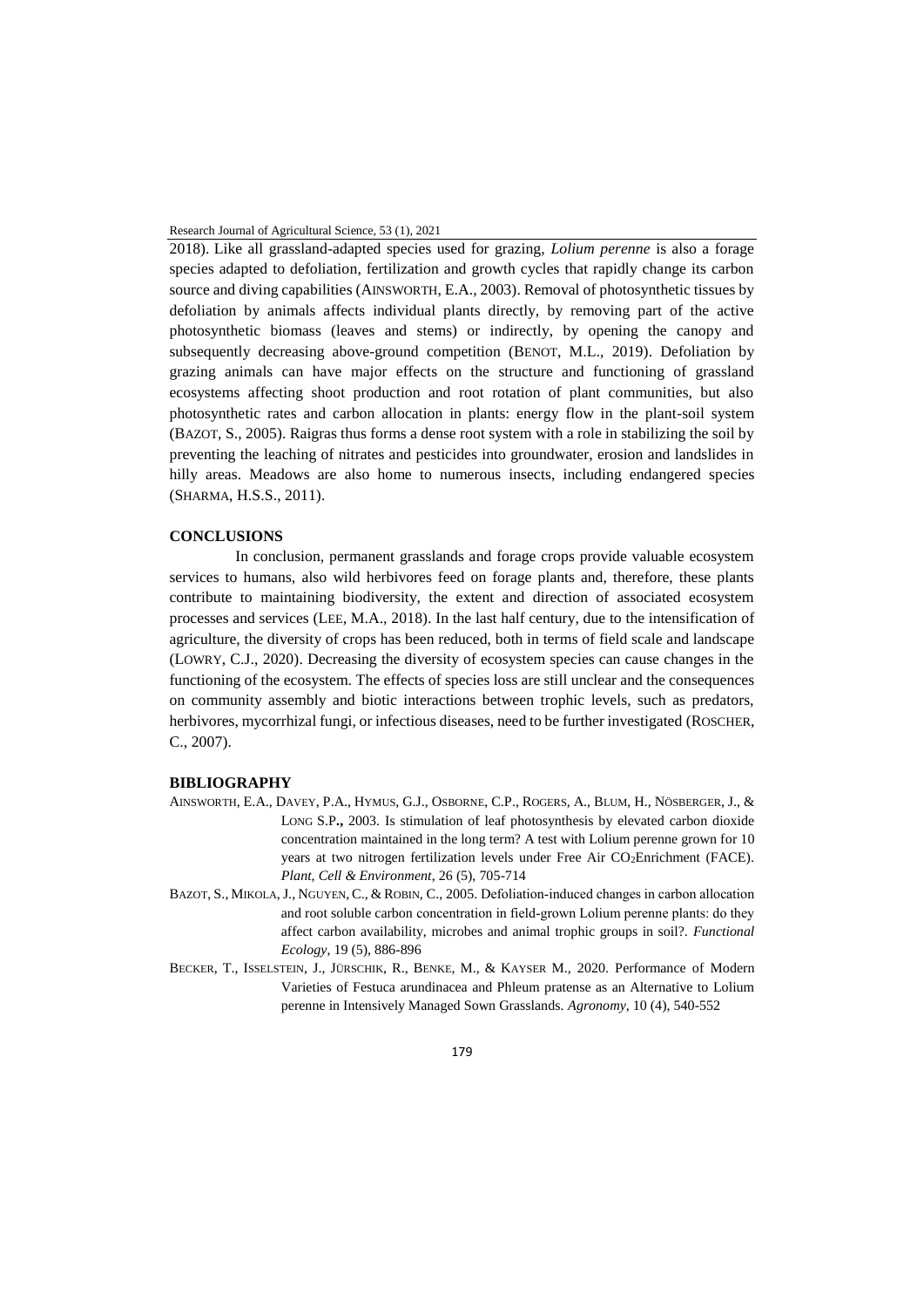2018). Like all grassland-adapted species used for grazing, *Lolium perenne* is also a forage species adapted to defoliation, fertilization and growth cycles that rapidly change its carbon source and diving capabilities (AINSWORTH, E.A., 2003). Removal of photosynthetic tissues by defoliation by animals affects individual plants directly, by removing part of the active photosynthetic biomass (leaves and stems) or indirectly, by opening the canopy and subsequently decreasing above-ground competition (BENOT, M.L., 2019). Defoliation by grazing animals can have major effects on the structure and functioning of grassland ecosystems affecting shoot production and root rotation of plant communities, but also photosynthetic rates and carbon allocation in plants: energy flow in the plant-soil system (BAZOT, S., 2005). Raigras thus forms a dense root system with a role in stabilizing the soil by preventing the leaching of nitrates and pesticides into groundwater, erosion and landslides in hilly areas. Meadows are also home to numerous insects, including endangered species (SHARMA, H.S.S., 2011).

## CONCLUSIONS

In conclusion, permanent grasslands and forage crops provide valuable ecosystem services to humans, also wild herbivores feed on forage plants and, therefore, these plants contribute to maintaining biodiversity, the extent and direction of associated ecosystem processes and services (LEE, M.A., 2018). In the last half century, due to the intensification of agriculture, the diversity of crops has been reduced, both in terms of field scale and landscape (LOWRY, C.J., 2020). Decreasing the diversity of ecosystem species can cause changes in the functioning of the ecosystem. The effects of species loss are still unclear and the consequences on community assembly and biotic interactions between trophic levels, such as predators, herbivores, mycorrhizal fungi, or infectious diseases, need to be further investigated (ROSCHER, C., 2007).

## BIBLIOGRAPHY

AINSWORTH, E.A., DAVEY, P.A., HYMUS, G.J., OSBORNE, C.P., ROGERS, A., BLUM, H., NÖSBERGER, J., & LONG S.P., 2003. Is stimulation of leaf photosynthesis by elevated carbon dioxide concentration maintained in the long term? A test with Lolium perenne grown for 10 years at two nitrogen fertilization levels under Free Air $CO_2$Enrichment (FACE). *Plant, Cell & Environment*, 26 (5), 705-714

BAZOT, S., MIKOLA, J., NGUYEN, C., & ROBIN, C., 2005. Defoliation-induced changes in carbon allocation and root soluble carbon concentration in field-grown Lolium perenne plants: do they affect carbon availability, microbes and animal trophic groups in soil?. *Functional Ecology*, 19 (5), 886-896

BECKER, T., ISSELSTEIN, J., JÜRSCHIK, R., BENKE, M., & KAYSER M., 2020. Performance of Modern Varieties of Festuca arundinacea and Phleum pratense as an Alternative to Lolium perenne in Intensively Managed Sown Grasslands. *Agronomy*, 10 (4), 540-552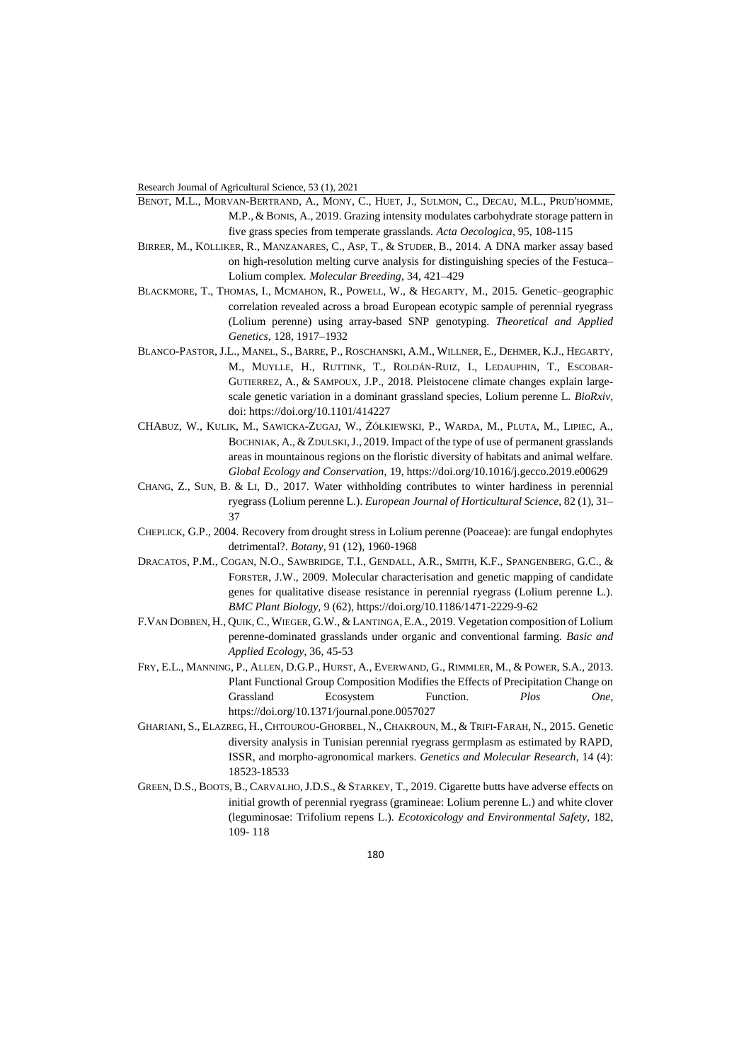BENOT, M.L., MORVAN-BERTRAND, A., MONY, C., HUET, J., SULMON, C., DECAU, M.L., PRUD'HOMME, M.P., & BONIS, A., 2019. Grazing intensity modulates carbohydrate storage pattern in five grass species from temperate grasslands. *Acta Oecologica*, 95, 108-115

BIRRER, M., KÖLLIKER, R., MANZANARES, C., ASP, T., & STUDER, B., 2014. A DNA marker assay based on high-resolution melting curve analysis for distinguishing species of the Festuca–Lolium complex. *Molecular Breeding*, 34, 421–429

BLACKMORE, T., THOMAS, I., MCMAHON, R., POWELL, W., & HEGARTY, M., 2015. Genetic–geographic correlation revealed across a broad European ecotypic sample of perennial ryegrass (Lolium perenne) using array-based SNP genotyping. *Theoretical and Applied Genetics*, 128, 1917–1932

BLANCO-PASTOR, J.L., MANEL, S., BARRE, P., ROSCHANSKI, A.M., WILLNER, E., DEHMER, K.J., HEGARTY, M., MUYLLE, H., RUTTINK, T., ROLDÁN-RUIZ, I., LEDAUPHIN, T., ESCOBAR-GUTIERREZ, A., & SAMPOUX, J.P., 2018. Pleistocene climate changes explain large-scale genetic variation in a dominant grassland species, Lolium perenne L. *BioRxiv*, doi: https://doi.org/10.1101/414227

CHABUZ, W., KULIK, M., SAWICKA-ZUGAJ, W., ŻÓŁKIEWSKI, P., WARDA, M., PLUTA, M., LIPIEC, A., BOCHNIAK, A., & ZDULSKI, J., 2019. Impact of the type of use of permanent grasslands areas in mountainous regions on the floristic diversity of habitats and animal welfare. *Global Ecology and Conservation*, 19, https://doi.org/10.1016/j.gecco.2019.e00629

CHANG, Z., SUN, B. & LI, D., 2017. Water withholding contributes to winter hardiness in perennial ryegrass (Lolium perenne L.). *European Journal of Horticultural Science*, 82 (1), 31–37

CHEPLICK, G.P., 2004. Recovery from drought stress in Lolium perenne (Poaceae): are fungal endophytes detrimental?. *Botany*, 91 (12), 1960-1968

DRACATOS, P.M., COGAN, N.O., SAWBRIDGE, T.I., GENDALL, A.R., SMITH, K.F., SPANGENBERG, G.C., & FORSTER, J.W., 2009. Molecular characterisation and genetic mapping of candidate genes for qualitative disease resistance in perennial ryegrass (Lolium perenne L.). *BMC Plant Biology*, 9 (62), https://doi.org/10.1186/1471-2229-9-62

F.VAN DOBBEN, H., QUIK, C., WIEGER, G.W., & LANTINGA, E.A., 2019. Vegetation composition of Lolium perenne-dominated grasslands under organic and conventional farming. *Basic and Applied Ecology*, 36, 45-53

FRY, E.L., MANNING, P., ALLEN, D.G.P., HURST, A., EVERWAND, G., RIMMLER, M., & POWER, S.A., 2013. Plant Functional Group Composition Modifies the Effects of Precipitation Change on Grassland Ecosystem Function. *Plos One*, https://doi.org/10.1371/journal.pone.0057027

GHARIANI, S., ELAZREG, H., CHTOUROU-GHORBEL, N., CHAKROUN, M., & TRIFI-FARAH, N., 2015. Genetic diversity analysis in Tunisian perennial ryegrass germplasm as estimated by RAPD, ISSR, and morpho-agronomical markers. *Genetics and Molecular Research*, 14 (4): 18523-18533

GREEN, D.S., BOOTS, B., CARVALHO, J.D.S., & STARKEY, T., 2019. Cigarette butts have adverse effects on initial growth of perennial ryegrass (gramineae: Lolium perenne L.) and white clover (leguminosae: Trifolium repens L.). *Ecotoxicology and Environmental Safety*, 182, 109- 118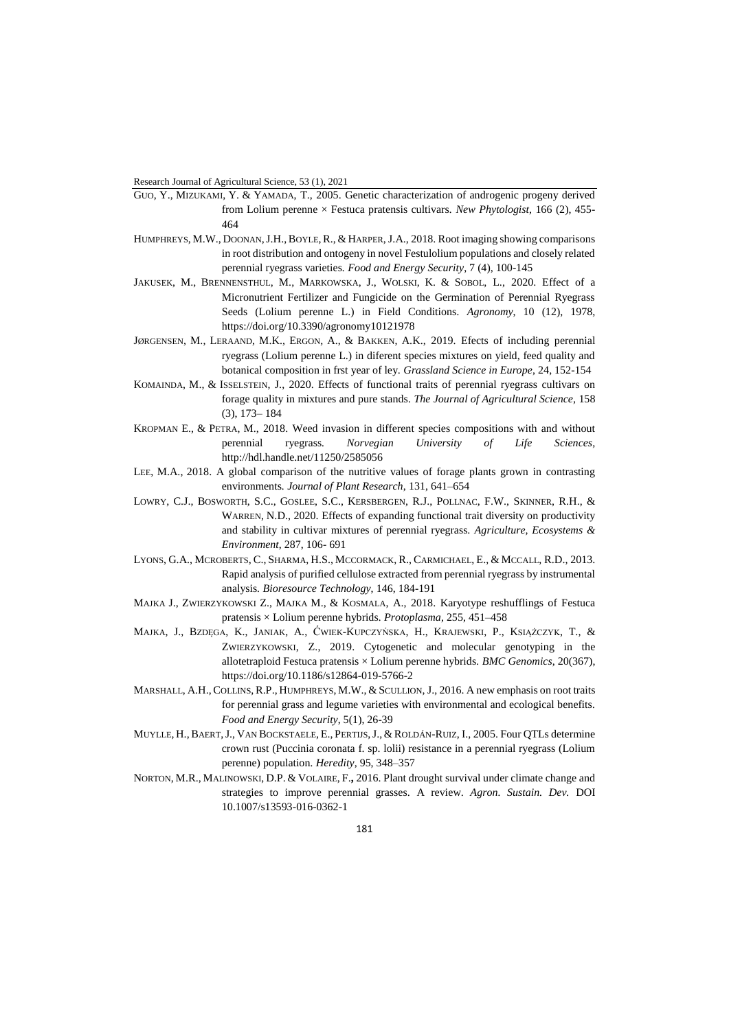GUO, Y., MIZUKAMI, Y. & YAMADA, T., 2005. Genetic characterization of androgenic progeny derived from Lolium perenne × Festuca pratensis cultivars. *New Phytologist*, 166 (2), 455-464

HUMPHREYS, M.W., DOONAN, J.H., BOYLE, R., & HARPER, J.A., 2018. Root imaging showing comparisons in root distribution and ontogeny in novel Festulolium populations and closely related perennial ryegrass varieties. *Food and Energy Security*, 7 (4), 100-145

JAKUSEK, M., BRENNENSTHUL, M., MARKOWSKA, J., WOLSKI, K. & SOBOL, L., 2020. Effect of a Micronutrient Fertilizer and Fungicide on the Germination of Perennial Ryegrass Seeds (Lolium perenne L.) in Field Conditions. *Agronomy*, 10 (12), 1978, https://doi.org/10.3390/agronomy10121978

JØRGENSEN, M., LERAAND, M.K., ERGON, A., & BAKKEN, A.K., 2019. Efects of including perennial ryegrass (Lolium perenne L.) in diferent species mixtures on yield, feed quality and botanical composition in frst year of ley. *Grassland Science in Europe*, 24, 152-154

KOMAINDA, M., & ISSELSTEIN, J., 2020. Effects of functional traits of perennial ryegrass cultivars on forage quality in mixtures and pure stands. *The Journal of Agricultural Science*, 158 (3), 173– 184

KROPMAN E., & PETRA, M., 2018. Weed invasion in different species compositions with and without perennial ryegrass. *Norvegian University of Life Sciences*, http://hdl.handle.net/11250/2585056

LEE, M.A., 2018. A global comparison of the nutritive values of forage plants grown in contrasting environments. *Journal of Plant Research*, 131, 641–654

LOWRY, C.J., BOSWORTH, S.C., GOSLEE, S.C., KERSBERGEN, R.J., POLLNAC, F.W., SKINNER, R.H., & WARREN, N.D., 2020. Effects of expanding functional trait diversity on productivity and stability in cultivar mixtures of perennial ryegrass. *Agriculture, Ecosystems & Environment*, 287, 106- 691

LYONS, G.A., MCROBERTS, C., SHARMA, H.S., MCCORMACK, R., CARMICHAEL, E., & MCCALL, R.D., 2013. Rapid analysis of purified cellulose extracted from perennial ryegrass by instrumental analysis. *Bioresource Technology*, 146, 184-191

MAJKA J., ZWIERZYKOWSKI Z., MAJKA M., & KOSMALA, A., 2018. Karyotype reshufflings of Festuca pratensis × Lolium perenne hybrids. *Protoplasma*, 255, 451–458

MAJKA, J., BZDĘGA, K., JANIAK, A., ĆWIEK-KUPCZYŃSKA, H., KRAJEWSKI, P., KSIĄŻCZYK, T., & ZWIERZYKOWSKI, Z., 2019. Cytogenetic and molecular genotyping in the allotetraploid Festuca pratensis × Lolium perenne hybrids. *BMC Genomics*, 20(367), https://doi.org/10.1186/s12864-019-5766-2

MARSHALL, A.H., COLLINS, R.P., HUMPHREYS, M.W., & SCULLION, J., 2016. A new emphasis on root traits for perennial grass and legume varieties with environmental and ecological benefits. *Food and Energy Security*, 5(1), 26-39

MUYLLE, H., BAERT, J., VAN BOCKSTAELE, E., PERTIJS, J., & ROLDÁN-RUIZ, I., 2005. Four QTLs determine crown rust (Puccinia coronata f. sp. lolii) resistance in a perennial ryegrass (Lolium perenne) population. *Heredity*, 95, 348–357

NORTON, M.R., MALINOWSKI, D.P. & VOLAIRE, F.**,** 2016. Plant drought survival under climate change and strategies to improve perennial grasses. A review. *Agron. Sustain. Dev.* DOI 10.1007/s13593-016-0362-1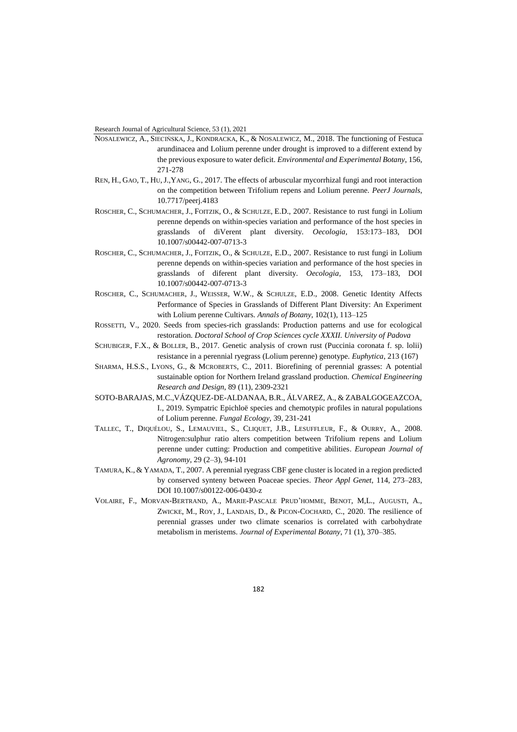NOSALEWICZ, A., SIECIŃSKA, J., KONDRACKA, K., & NOSALEWICZ, M., 2018. The functioning of Festuca arundinacea and Lolium perenne under drought is improved to a different extend by the previous exposure to water deficit. *Environmental and Experimental Botany*, 156, 271-278

REN, H., GAO, T., HU, J., YANG, G., 2017. The effects of arbuscular mycorrhizal fungi and root interaction on the competition between Trifolium repens and Lolium perenne. *PeerJ Journals*, 10.7717/peerj.4183

ROSCHER, C., SCHUMACHER, J., FOITZIK, O., & SCHULZE, E.D., 2007. Resistance to rust fungi in Lolium perenne depends on within-species variation and performance of the host species in grasslands of diVerent plant diversity. *Oecologia*, 153:173–183, DOI 10.1007/s00442-007-0713-3

ROSCHER, C., SCHUMACHER, J., FOITZIK, O., & SCHULZE, E.D., 2007. Resistance to rust fungi in Lolium perenne depends on within-species variation and performance of the host species in grasslands of diferent plant diversity. *Oecologia*, 153, 173–183, DOI 10.1007/s00442-007-0713-3

ROSCHER, C., SCHUMACHER, J., WEISSER, W.W., & SCHULZE, E.D., 2008. Genetic Identity Affects Performance of Species in Grasslands of Different Plant Diversity: An Experiment with Lolium perenne Cultivars. *Annals of Botany*, 102(1), 113–125

ROSSETTI, V., 2020. Seeds from species-rich grasslands: Production patterns and use for ecological restoration. *Doctoral School of Crop Sciences cycle XXXII. University of Padova*

SCHUBIGER, F.X., & BOLLER, B., 2017. Genetic analysis of crown rust (Puccinia coronata f. sp. lolii) resistance in a perennial ryegrass (Lolium perenne) genotype. *Euphytica*, 213 (167)

SHARMA, H.S.S., LYONS, G., & MCROBERTS, C., 2011. Biorefining of perennial grasses: A potential sustainable option for Northern Ireland grassland production. *Chemical Engineering Research and Design*, 89 (11), 2309-2321

SOTO-BARAJAS, M.C., VÁZQUEZ-DE-ALDANAA, B.R., ÁLVAREZ, A., & ZABALGOGEAZCOA, I., 2019. Sympatric Epichloë species and chemotypic profiles in natural populations of Lolium perenne. *Fungal Ecology*, 39, 231-241

TALLEC, T., DIQUÉLOU, S., LEMAUVIEL, S., CLIQUET, J.B., LESUFFLEUR, F., & OURRY, A., 2008. Nitrogen:sulphur ratio alters competition between Trifolium repens and Lolium perenne under cutting: Production and competitive abilities. *European Journal of Agronomy*, 29 (2–3), 94-101

TAMURA, K., & YAMADA, T., 2007. A perennial ryegrass CBF gene cluster is located in a region predicted by conserved synteny between Poaceae species. *Theor Appl Genet*, 114, 273–283, DOI 10.1007/s00122-006-0430-z

VOLAIRE, F., MORVAN-BERTRAND, A., MARIE-PASCALE PRUD'HOMME, BENOT, M,L., AUGUSTI, A., ZWICKE, M., ROY, J., LANDAIS, D., & PICON-COCHARD, C., 2020. The resilience of perennial grasses under two climate scenarios is correlated with carbohydrate metabolism in meristems. *Journal of Experimental Botany*, 71 (1), 370–385.